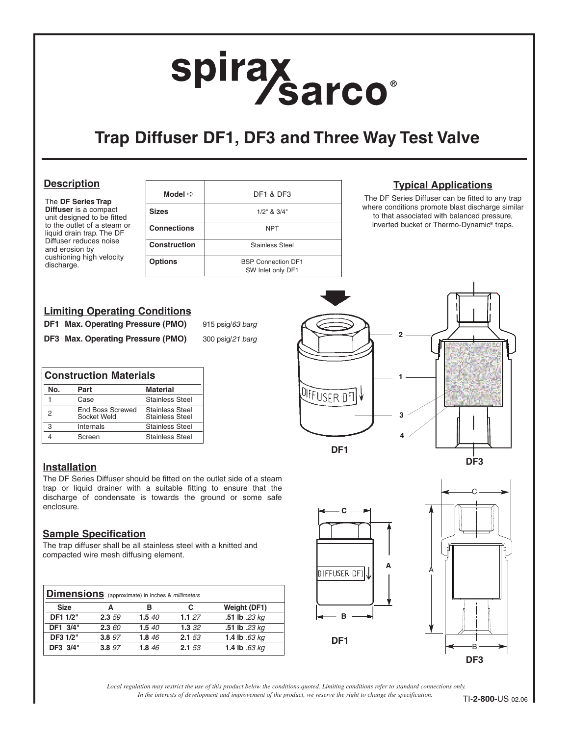# spirax sarco®

# Trap Diffuser DF1, DF3 and Three Way Test Valve

## Description

The **DF Series Trap Diffuser** is a compact unit designed to be fitted to the outlet of a steam or liquid drain trap. The DF Diffuser reduces noise and erosion by cushioning high velocity discharge.

| Model ➪ | DF1 & DF3 |
|---|---|
| Sizes | 1/2" & 3/4" |
| Connections | NPT |
| Construction | Stainless Steel |
| Options | BSP Connection DF1<br>SW Inlet only DF1 |

## Typical Applications

The DF Series Diffuser can be fitted to any trap where conditions promote blast discharge similar to that associated with balanced pressure, inverted bucket or Thermo-Dynamic® traps.

## Limiting Operating Conditions

**DF1 Max. Operating Pressure (PMO)** 915 psig/*63 barg*

**DF3 Max. Operating Pressure (PMO)** 300 psig/*21 barg*

## Construction Materials

| No. | Part | Material |
|---|---|---|
| 1 | Case | Stainless Steel |
| 2 | End Boss Screwed<br>Socket Weld | Stainless Steel<br>Stainless Steel |
| 3 | Internals | Stainless Steel |
| 4 | Screen | Stainless Steel |

DF1

DF3

## Installation

The DF Series Diffuser should be fitted on the outlet side of a steam trap or liquid drainer with a suitable fitting to ensure that the discharge of condensate is towards the ground or some safe enclosure.

## Sample Specification

The trap diffuser shall be all stainless steel with a knitted and compacted wire mesh diffusing element.

## Dimensions (approximate) in inches & *millimeters*

| Size | A | B | C | Weight (DF1) |
|---|---|---|---|---|
| DF1 1/2" | **2.3** *59* | **1.5** *40* | **1.1** *27* | **.51 lb** *.23 kg* |
| DF1 3/4" | **2.3** *60* | **1.5** *40* | **1.3** *32* | **.51 lb** *.23 kg* |
| DF3 1/2" | **3.8** *97* | **1.8** *46* | **2.1** *53* | **1.4 lb** *.63 kg* |
| DF3 3/4" | **3.8** *97* | **1.8** *46* | **2.1** *53* | **1.4 lb** *.63 kg* |

DF1

DF3

*Local regulation may restrict the use of this product below the conditions quoted. Limiting conditions refer to standard connections only. In the interests of development and improvement of the product, we reserve the right to change the specification.*

TI-**2-800-**US 02.06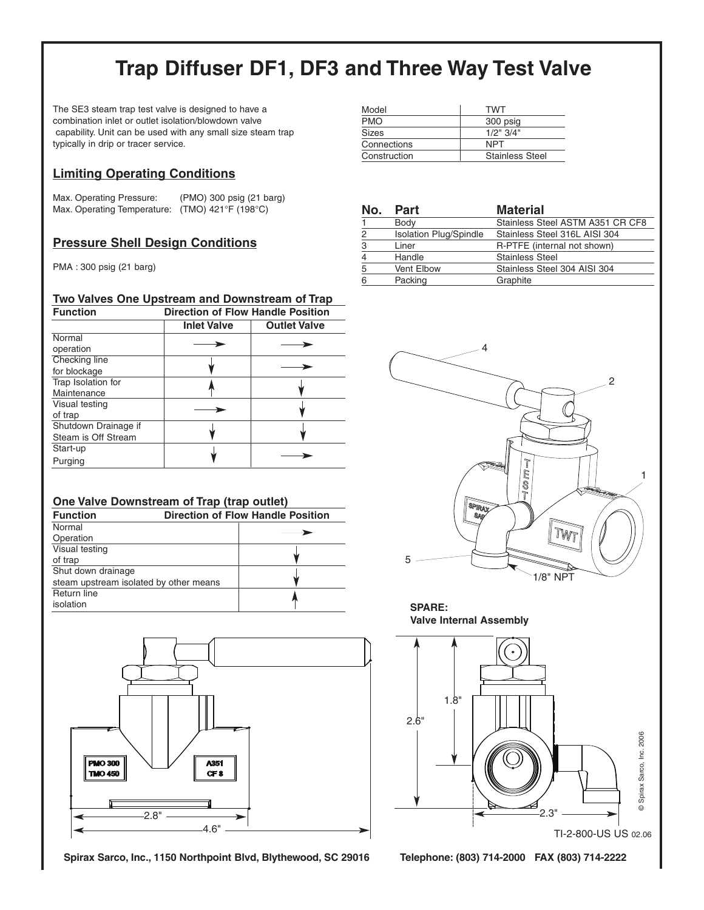# Trap Diffuser DF1, DF3 and Three Way Test Valve

The SE3 steam trap test valve is designed to have a combination inlet or outlet isolation/blowdown valve capability. Unit can be used with any small size steam trap typically in drip or tracer service.

| | |
|---|---|
| Model | TWT |
| PMO | 300 psig |
| Sizes | 1/2" 3/4" |
| Connections | NPT |
| Construction | Stainless Steel |

## Limiting Operating Conditions

Max. Operating Pressure: (PMO) 300 psig (21 barg)
Max. Operating Temperature: (TMO) 421°F (198°C)

| No. | Part | Material |
|---|---|---|
| 1 | Body | Stainless Steel ASTM A351 CR CF8 |
| 2 | Isolation Plug/Spindle | Stainless Steel 316L AISI 304 |
| 3 | Liner | R-PTFE (internal not shown) |
| 4 | Handle | Stainless Steel |
| 5 | Vent Elbow | Stainless Steel 304 AISI 304 |
| 6 | Packing | Graphite |

## Pressure Shell Design Conditions

PMA : 300 psig (21 barg)

### Two Valves One Upstream and Downstream of Trap

| Function | Direction of Flow Handle Position | |
|---|---|---|
| | Inlet Valve | Outlet Valve |
| Normal operation | → | → |
| Checking line for blockage | ↓ | → |
| Trap Isolation for Maintenance | ↑ | ↓ |
| Visual testing of trap | → | ↓ |
| Shutdown Drainage if Steam is Off Stream | ↓ | ↓ |
| Start-up Purging | ↓ | → |

### One Valve Downstream of Trap (trap outlet)

| Function | Direction of Flow Handle Position |
|---|---|
| Normal Operation | → |
| Visual testing of trap | ↓ |
| Shut down drainage steam upstream isolated by other means | ↓ |
| Return line isolation | ↑ |

4
2
1
5
1/8" NPT

**SPARE:**
**Valve Internal Assembly**

PMO 300
TMO 450
A351
CF 8
2.8"
4.6"

1.8"
2.6"
2.3"

© Spirax Sarco, Inc. 2006

TI-2-800-US US 02.06

Spirax Sarco, Inc., 1150 Northpoint Blvd, Blythewood, SC 29016 Telephone: (803) 714-2000 FAX (803) 714-2222